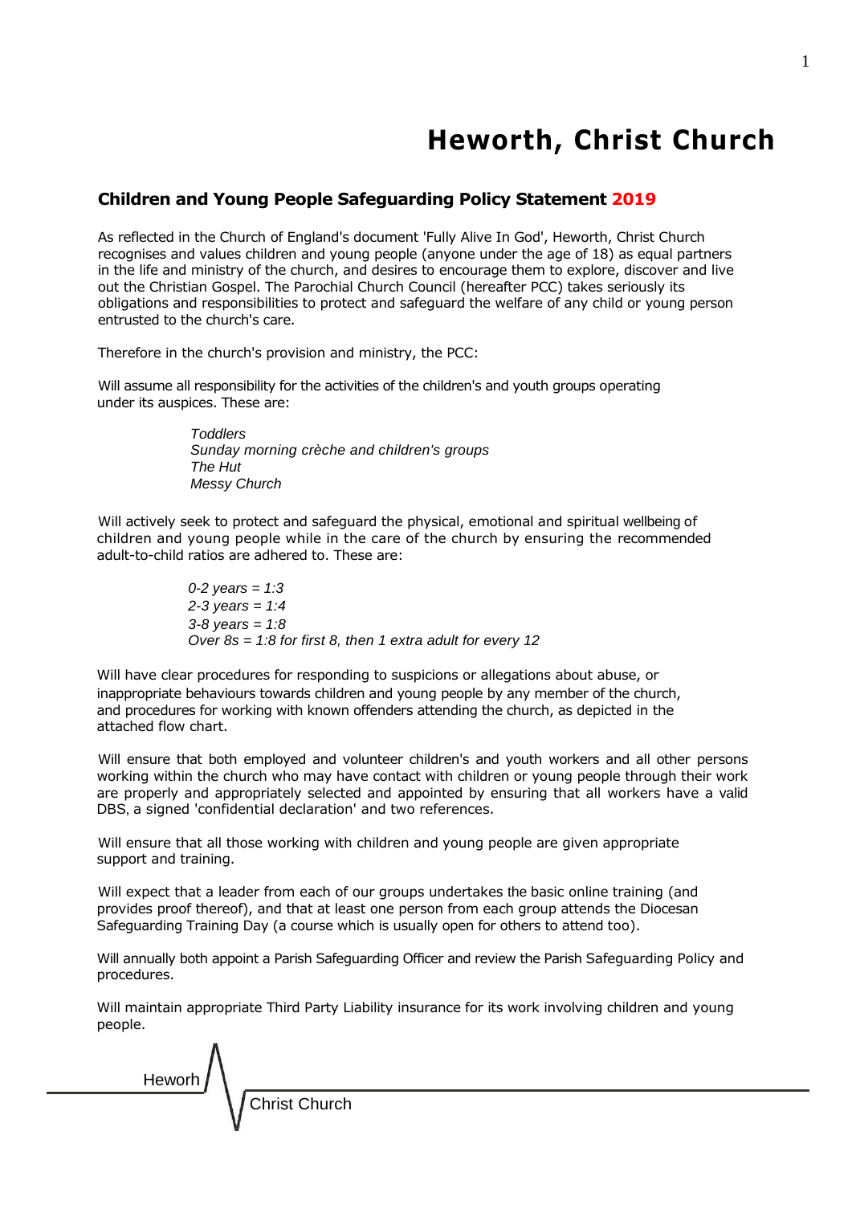# Heworth, Christ Church

## Children and Young People Safeguarding Policy Statement 2019

As reflected in the Church of England's document 'Fully Alive In God', Heworth, Christ Church recognises and values children and young people (anyone under the age of 18) as equal partners in the life and ministry of the church, and desires to encourage them to explore, discover and live out the Christian Gospel. The Parochial Church Council (hereafter PCC) takes seriously its obligations and responsibilities to protect and safeguard the welfare of any child or young person entrusted to the church's care.

Therefore in the church's provision and ministry, the PCC:

Will assume all responsibility for the activities of the children's and youth groups operating under its auspices. These are:

> *Toddlers*
> *Sunday morning crèche and children's groups*
> *The Hut*
> *Messy Church*

Will actively seek to protect and safeguard the physical, emotional and spiritual wellbeing of children and young people while in the care of the church by ensuring the recommended adult-to-child ratios are adhered to. These are:

> *0-2 years = 1:3*
> *2-3 years = 1:4*
> *3-8 years = 1:8*
> *Over 8s = 1:8 for first 8, then 1 extra adult for every 12*

Will have clear procedures for responding to suspicions or allegations about abuse, or inappropriate behaviours towards children and young people by any member of the church, and procedures for working with known offenders attending the church, as depicted in the attached flow chart.

Will ensure that both employed and volunteer children's and youth workers and all other persons working within the church who may have contact with children or young people through their work are properly and appropriately selected and appointed by ensuring that all workers have a valid DBS, a signed 'confidential declaration' and two references.

Will ensure that all those working with children and young people are given appropriate support and training.

Will expect that a leader from each of our groups undertakes the basic online training (and provides proof thereof), and that at least one person from each group attends the Diocesan Safeguarding Training Day (a course which is usually open for others to attend too).

Will annually both appoint a Parish Safeguarding Officer and review the Parish Safeguarding Policy and procedures.

Will maintain appropriate Third Party Liability insurance for its work involving children and young people.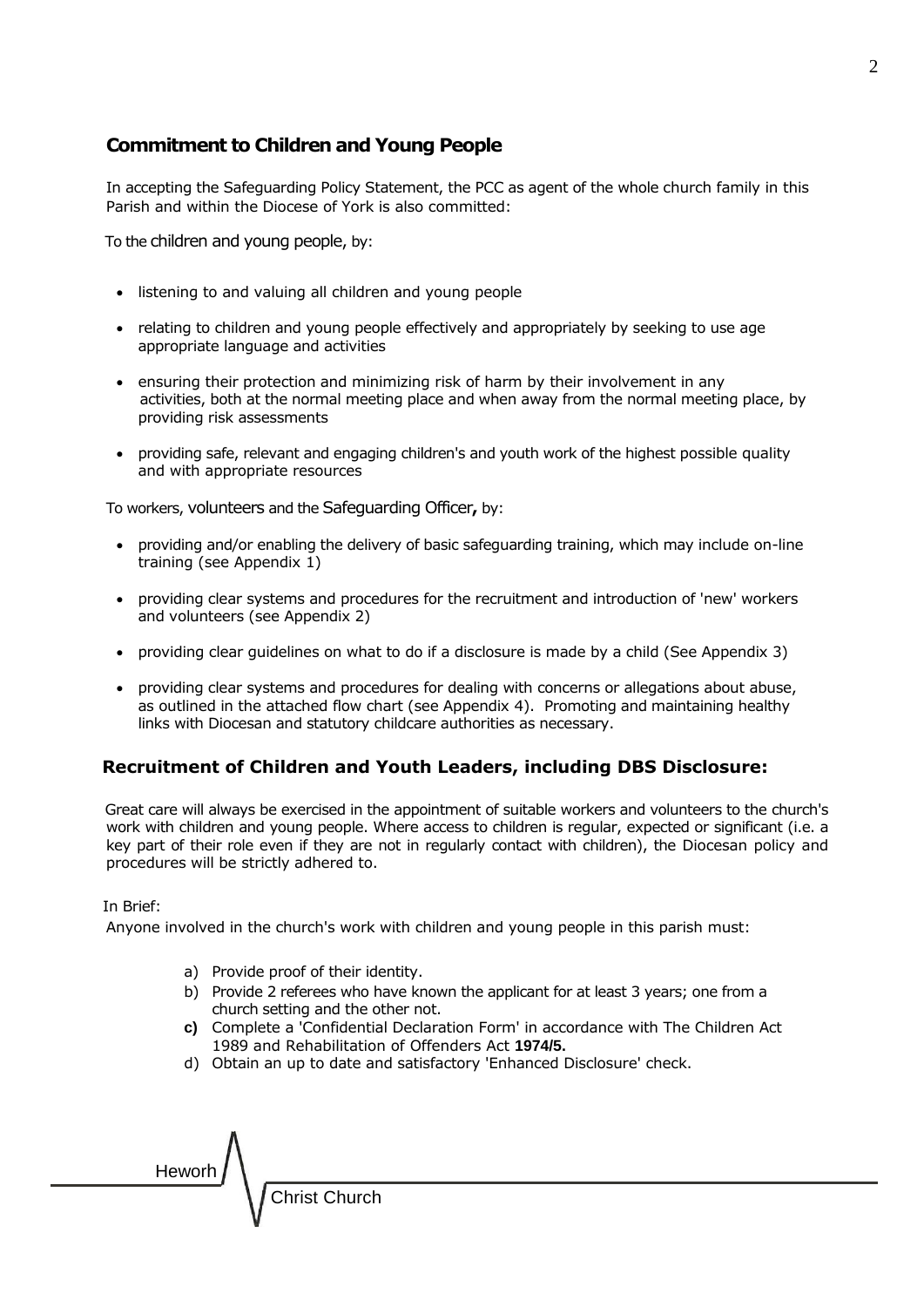## Commitment to Children and Young People

In accepting the Safeguarding Policy Statement, the PCC as agent of the whole church family in this Parish and within the Diocese of York is also committed:

To the children and young people, by:

- listening to and valuing all children and young people
- relating to children and young people effectively and appropriately by seeking to use age appropriate language and activities
- ensuring their protection and minimizing risk of harm by their involvement in any activities, both at the normal meeting place and when away from the normal meeting place, by providing risk assessments
- providing safe, relevant and engaging children's and youth work of the highest possible quality and with appropriate resources

To workers, volunteers and the Safeguarding Officer**,** by:

- providing and/or enabling the delivery of basic safeguarding training, which may include on-line training (see Appendix 1)
- providing clear systems and procedures for the recruitment and introduction of 'new' workers and volunteers (see Appendix 2)
- providing clear guidelines on what to do if a disclosure is made by a child (See Appendix 3)
- providing clear systems and procedures for dealing with concerns or allegations about abuse, as outlined in the attached flow chart (see Appendix 4). Promoting and maintaining healthy links with Diocesan and statutory childcare authorities as necessary.

## Recruitment of Children and Youth Leaders, including DBS Disclosure:

Great care will always be exercised in the appointment of suitable workers and volunteers to the church's work with children and young people. Where access to children is regular, expected or significant (i.e. a key part of their role even if they are not in regularly contact with children), the Diocesan policy and procedures will be strictly adhered to.

In Brief:

Anyone involved in the church's work with children and young people in this parish must:

a) Provide proof of their identity.
b) Provide 2 referees who have known the applicant for at least 3 years; one from a church setting and the other not.
**c)** Complete a 'Confidential Declaration Form' in accordance with The Children Act 1989 and Rehabilitation of Offenders Act **1974/5.**
d) Obtain an up to date and satisfactory 'Enhanced Disclosure' check.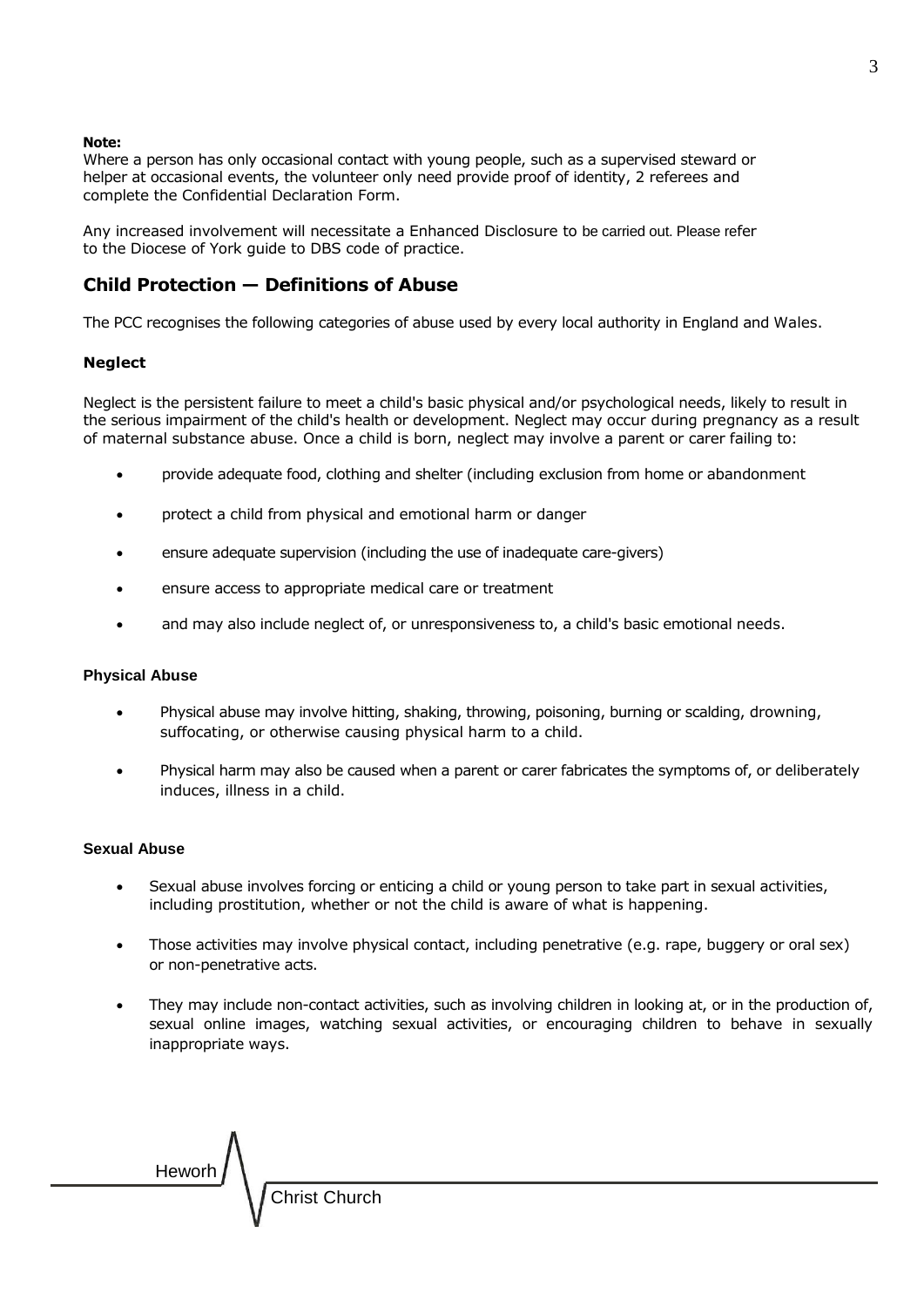**Note:**
Where a person has only occasional contact with young people, such as a supervised steward or helper at occasional events, the volunteer only need provide proof of identity, 2 referees and complete the Confidential Declaration Form.

Any increased involvement will necessitate a Enhanced Disclosure to be carried out. Please refer to the Diocese of York guide to DBS code of practice.

## Child Protection — Definitions of Abuse

The PCC recognises the following categories of abuse used by every local authority in England and Wales.

### Neglect

Neglect is the persistent failure to meet a child's basic physical and/or psychological needs, likely to result in the serious impairment of the child's health or development. Neglect may occur during pregnancy as a result of maternal substance abuse. Once a child is born, neglect may involve a parent or carer failing to:

- provide adequate food, clothing and shelter (including exclusion from home or abandonment
- protect a child from physical and emotional harm or danger
- ensure adequate supervision (including the use of inadequate care-givers)
- ensure access to appropriate medical care or treatment
- and may also include neglect of, or unresponsiveness to, a child's basic emotional needs.

### Physical Abuse

- Physical abuse may involve hitting, shaking, throwing, poisoning, burning or scalding, drowning, suffocating, or otherwise causing physical harm to a child.
- Physical harm may also be caused when a parent or carer fabricates the symptoms of, or deliberately induces, illness in a child.

### Sexual Abuse

- Sexual abuse involves forcing or enticing a child or young person to take part in sexual activities, including prostitution, whether or not the child is aware of what is happening.
- Those activities may involve physical contact, including penetrative (e.g. rape, buggery or oral sex) or non-penetrative acts.
- They may include non-contact activities, such as involving children in looking at, or in the production of, sexual online images, watching sexual activities, or encouraging children to behave in sexually inappropriate ways.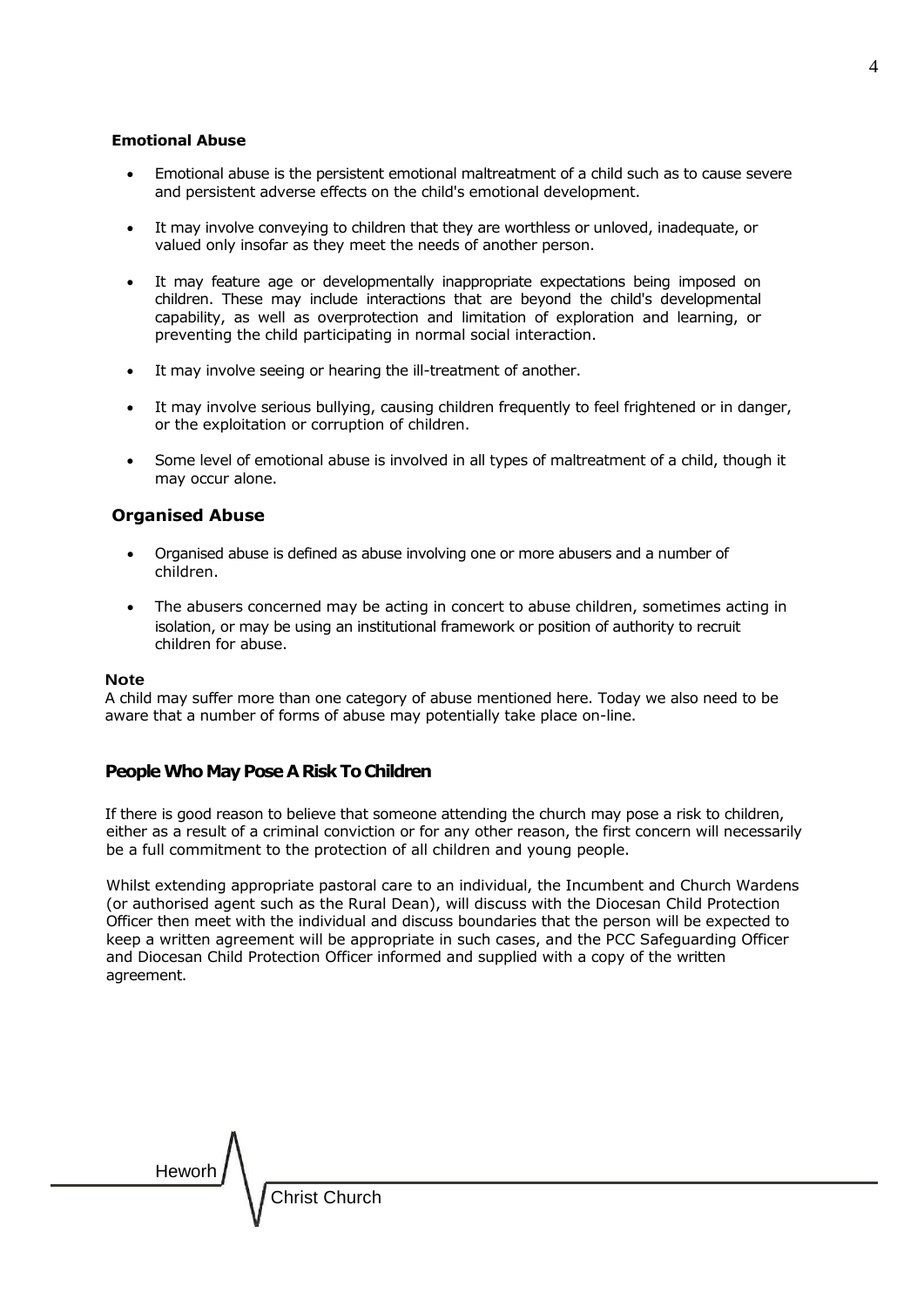**Emotional Abuse**

- Emotional abuse is the persistent emotional maltreatment of a child such as to cause severe and persistent adverse effects on the child's emotional development.
- It may involve conveying to children that they are worthless or unloved, inadequate, or valued only insofar as they meet the needs of another person.
- It may feature age or developmentally inappropriate expectations being imposed on children. These may include interactions that are beyond the child's developmental capability, as well as overprotection and limitation of exploration and learning, or preventing the child participating in normal social interaction.
- It may involve seeing or hearing the ill-treatment of another.
- It may involve serious bullying, causing children frequently to feel frightened or in danger, or the exploitation or corruption of children.
- Some level of emotional abuse is involved in all types of maltreatment of a child, though it may occur alone.

**Organised Abuse**

- Organised abuse is defined as abuse involving one or more abusers and a number of children.
- The abusers concerned may be acting in concert to abuse children, sometimes acting in isolation, or may be using an institutional framework or position of authority to recruit children for abuse.

**Note**
A child may suffer more than one category of abuse mentioned here. Today we also need to be aware that a number of forms of abuse may potentially take place on-line.

## People Who May Pose A Risk To Children

If there is good reason to believe that someone attending the church may pose a risk to children, either as a result of a criminal conviction or for any other reason, the first concern will necessarily be a full commitment to the protection of all children and young people.

Whilst extending appropriate pastoral care to an individual, the Incumbent and Church Wardens (or authorised agent such as the Rural Dean), will discuss with the Diocesan Child Protection Officer then meet with the individual and discuss boundaries that the person will be expected to keep a written agreement will be appropriate in such cases, and the PCC Safeguarding Officer and Diocesan Child Protection Officer informed and supplied with a copy of the written agreement.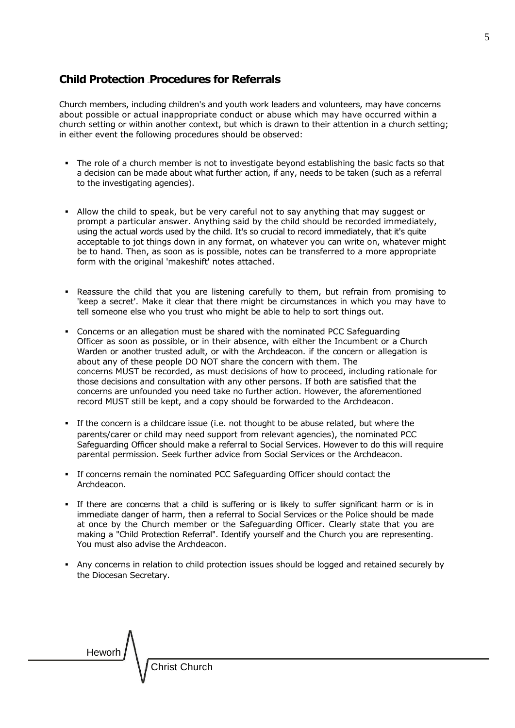## Child Protection Procedures for Referrals

Church members, including children's and youth work leaders and volunteers, may have concerns about possible or actual inappropriate conduct or abuse which may have occurred within a church setting or within another context, but which is drawn to their attention in a church setting; in either event the following procedures should be observed:

- The role of a church member is not to investigate beyond establishing the basic facts so that a decision can be made about what further action, if any, needs to be taken (such as a referral to the investigating agencies).
- Allow the child to speak, but be very careful not to say anything that may suggest or prompt a particular answer. Anything said by the child should be recorded immediately, using the actual words used by the child. It's so crucial to record immediately, that it's quite acceptable to jot things down in any format, on whatever you can write on, whatever might be to hand. Then, as soon as is possible, notes can be transferred to a more appropriate form with the original 'makeshift' notes attached.
- Reassure the child that you are listening carefully to them, but refrain from promising to 'keep a secret'. Make it clear that there might be circumstances in which you may have to tell someone else who you trust who might be able to help to sort things out.
- Concerns or an allegation must be shared with the nominated PCC Safeguarding Officer as soon as possible, or in their absence, with either the Incumbent or a Church Warden or another trusted adult, or with the Archdeacon. if the concern or allegation is about any of these people DO NOT share the concern with them. The concerns MUST be recorded, as must decisions of how to proceed, including rationale for those decisions and consultation with any other persons. If both are satisfied that the concerns are unfounded you need take no further action. However, the aforementioned record MUST still be kept, and a copy should be forwarded to the Archdeacon.
- If the concern is a childcare issue (i.e. not thought to be abuse related, but where the parents/carer or child may need support from relevant agencies), the nominated PCC Safeguarding Officer should make a referral to Social Services. However to do this will require parental permission. Seek further advice from Social Services or the Archdeacon.
- If concerns remain the nominated PCC Safeguarding Officer should contact the Archdeacon.
- If there are concerns that a child is suffering or is likely to suffer significant harm or is in immediate danger of harm, then a referral to Social Services or the Police should be made at once by the Church member or the Safeguarding Officer. Clearly state that you are making a "Child Protection Referral". Identify yourself and the Church you are representing. You must also advise the Archdeacon.
- Any concerns in relation to child protection issues should be logged and retained securely by the Diocesan Secretary.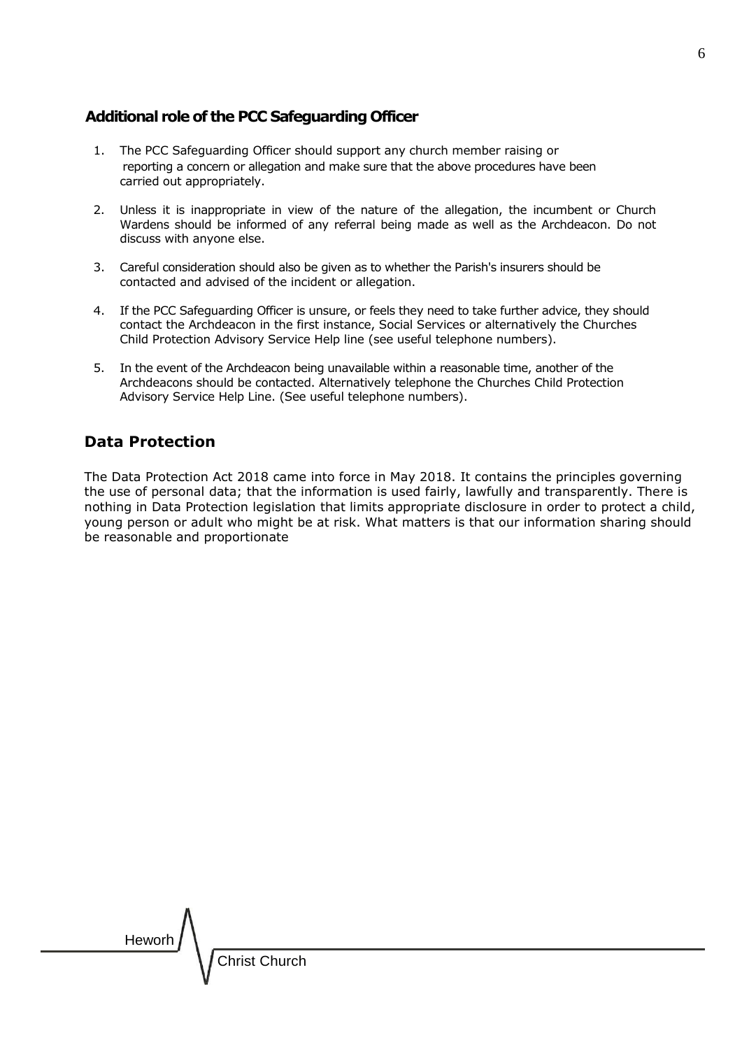### Additional role of the PCC Safeguarding Officer

1. The PCC Safeguarding Officer should support any church member raising or reporting a concern or allegation and make sure that the above procedures have been carried out appropriately.
2. Unless it is inappropriate in view of the nature of the allegation, the incumbent or Church Wardens should be informed of any referral being made as well as the Archdeacon. Do not discuss with anyone else.
3. Careful consideration should also be given as to whether the Parish's insurers should be contacted and advised of the incident or allegation.
4. If the PCC Safeguarding Officer is unsure, or feels they need to take further advice, they should contact the Archdeacon in the first instance, Social Services or alternatively the Churches Child Protection Advisory Service Help line (see useful telephone numbers).
5. In the event of the Archdeacon being unavailable within a reasonable time, another of the Archdeacons should be contacted. Alternatively telephone the Churches Child Protection Advisory Service Help Line. (See useful telephone numbers).

## Data Protection

The Data Protection Act 2018 came into force in May 2018. It contains the principles governing the use of personal data; that the information is used fairly, lawfully and transparently. There is nothing in Data Protection legislation that limits appropriate disclosure in order to protect a child, young person or adult who might be at risk. What matters is that our information sharing should be reasonable and proportionate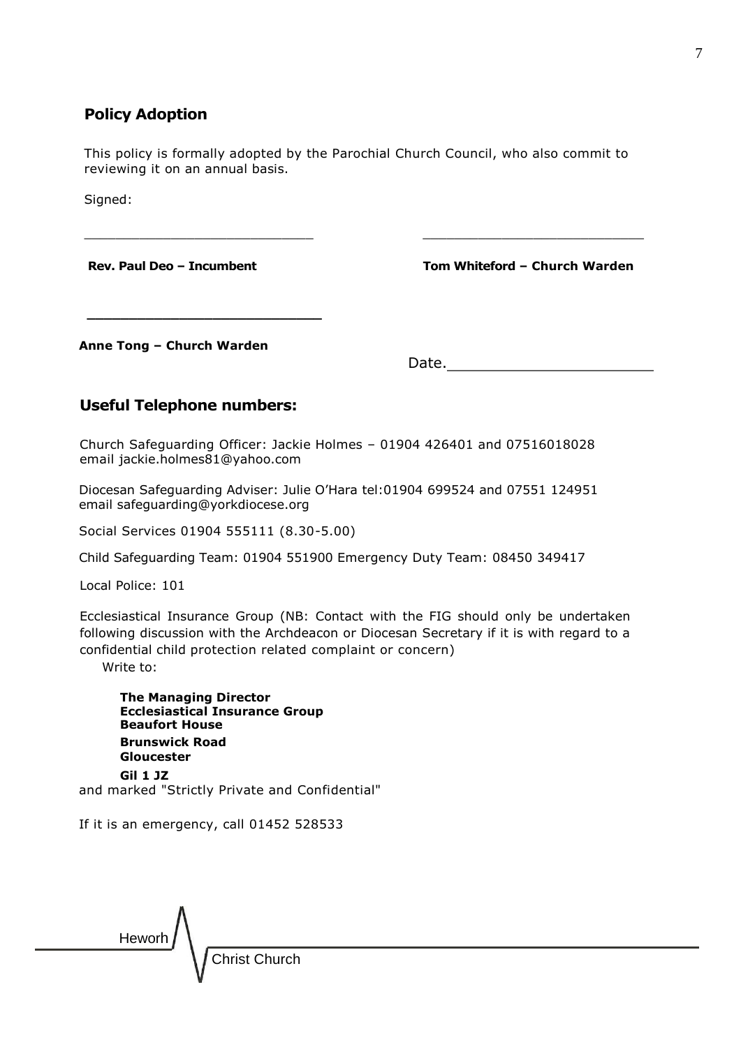## Policy Adoption

This policy is formally adopted by the Parochial Church Council, who also commit to reviewing it on an annual basis.

Signed:

\_\_\_\_\_\_\_\_\_\_\_\_\_\_\_\_\_\_\_\_\_\_\_\_\_\_\_\_

**Rev. Paul Deo – Incumbent**

\_\_\_\_\_\_\_\_\_\_\_\_\_\_\_\_\_\_\_\_\_\_\_\_\_\_\_\_

**Tom Whiteford – Church Warden**

\_\_\_\_\_\_\_\_\_\_\_\_\_\_\_\_\_\_\_\_\_\_\_\_\_\_\_\_

**Anne Tong – Church Warden**

Date.\_\_\_\_\_\_\_\_\_\_\_\_\_\_\_\_\_\_\_\_\_\_\_

## Useful Telephone numbers:

Church Safeguarding Officer: Jackie Holmes – 01904 426401 and 07516018028
email jackie.holmes81@yahoo.com

Diocesan Safeguarding Adviser: Julie O'Hara tel:01904 699524 and 07551 124951
email safeguarding@yorkdiocese.org

Social Services 01904 555111 (8.30-5.00)

Child Safeguarding Team: 01904 551900 Emergency Duty Team: 08450 349417

Local Police: 101

Ecclesiastical Insurance Group (NB: Contact with the FIG should only be undertaken following discussion with the Archdeacon or Diocesan Secretary if it is with regard to a confidential child protection related complaint or concern)

Write to:

**The Managing Director**
**Ecclesiastical Insurance Group**
**Beaufort House**
**Brunswick Road**
**Gloucester**
**Gil 1 JZ**

and marked "Strictly Private and Confidential"

If it is an emergency, call 01452 528533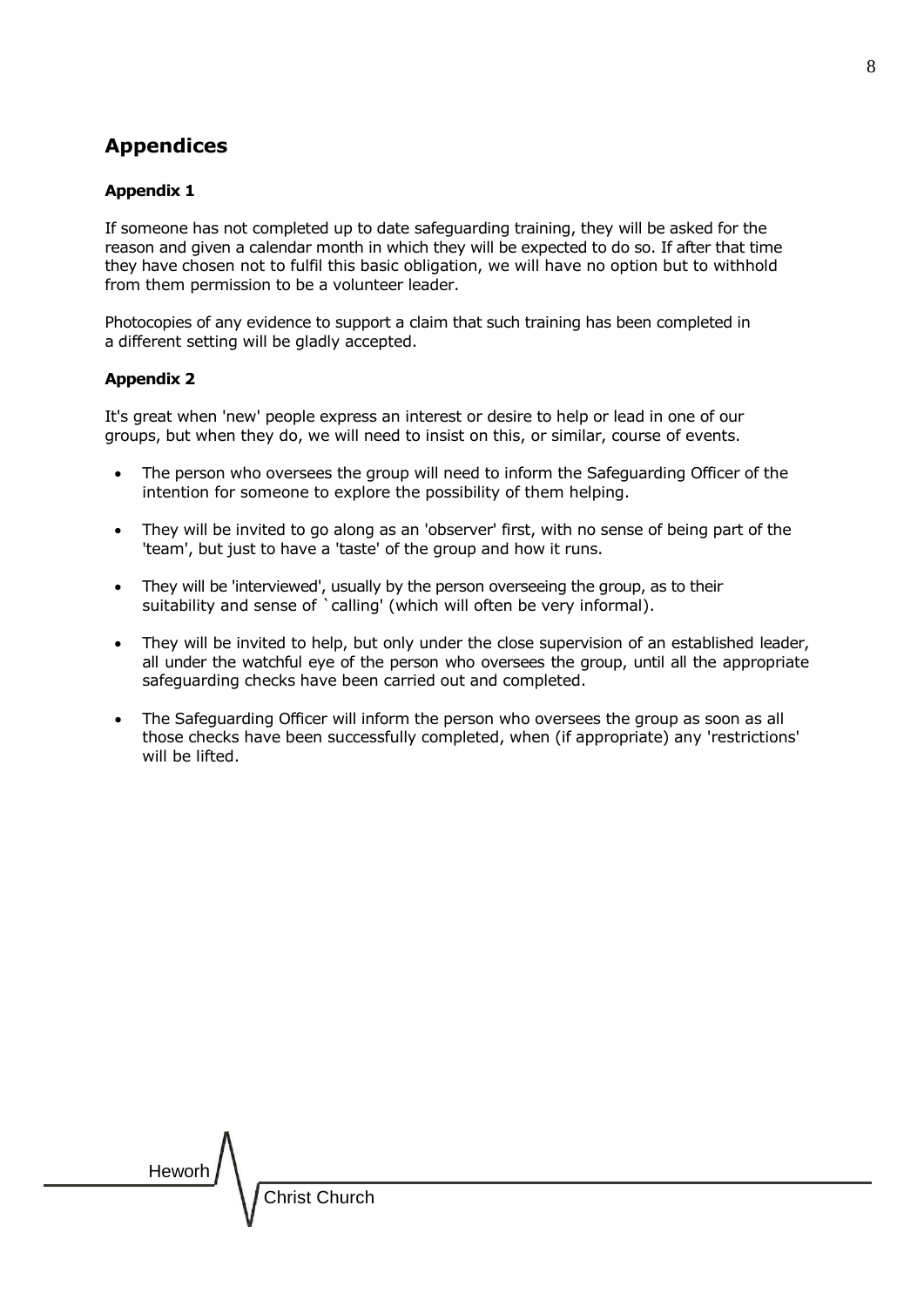## Appendices

### Appendix 1

If someone has not completed up to date safeguarding training, they will be asked for the reason and given a calendar month in which they will be expected to do so. If after that time they have chosen not to fulfil this basic obligation, we will have no option but to withhold from them permission to be a volunteer leader.

Photocopies of any evidence to support a claim that such training has been completed in a different setting will be gladly accepted.

### Appendix 2

It's great when 'new' people express an interest or desire to help or lead in one of our groups, but when they do, we will need to insist on this, or similar, course of events.

- The person who oversees the group will need to inform the Safeguarding Officer of the intention for someone to explore the possibility of them helping.
- They will be invited to go along as an 'observer' first, with no sense of being part of the 'team', but just to have a 'taste' of the group and how it runs.
- They will be 'interviewed', usually by the person overseeing the group, as to their suitability and sense of `calling' (which will often be very informal).
- They will be invited to help, but only under the close supervision of an established leader, all under the watchful eye of the person who oversees the group, until all the appropriate safeguarding checks have been carried out and completed.
- The Safeguarding Officer will inform the person who oversees the group as soon as all those checks have been successfully completed, when (if appropriate) any 'restrictions' will be lifted.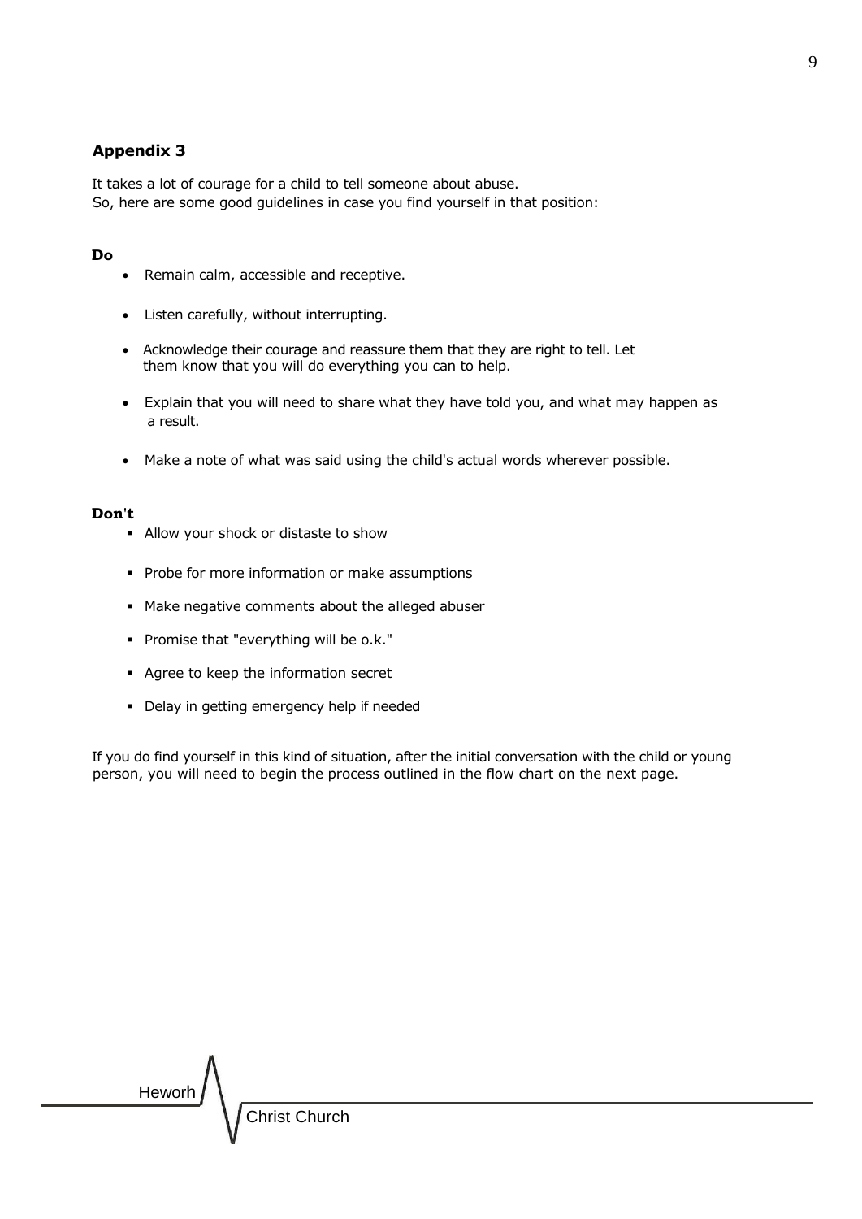## Appendix 3

It takes a lot of courage for a child to tell someone about abuse.
So, here are some good guidelines in case you find yourself in that position:

**Do**

- Remain calm, accessible and receptive.
- Listen carefully, without interrupting.
- Acknowledge their courage and reassure them that they are right to tell. Let them know that you will do everything you can to help.
- Explain that you will need to share what they have told you, and what may happen as a result.
- Make a note of what was said using the child's actual words wherever possible.

**Don't**

- Allow your shock or distaste to show
- Probe for more information or make assumptions
- Make negative comments about the alleged abuser
- Promise that "everything will be o.k."
- Agree to keep the information secret
- Delay in getting emergency help if needed

If you do find yourself in this kind of situation, after the initial conversation with the child or young person, you will need to begin the process outlined in the flow chart on the next page.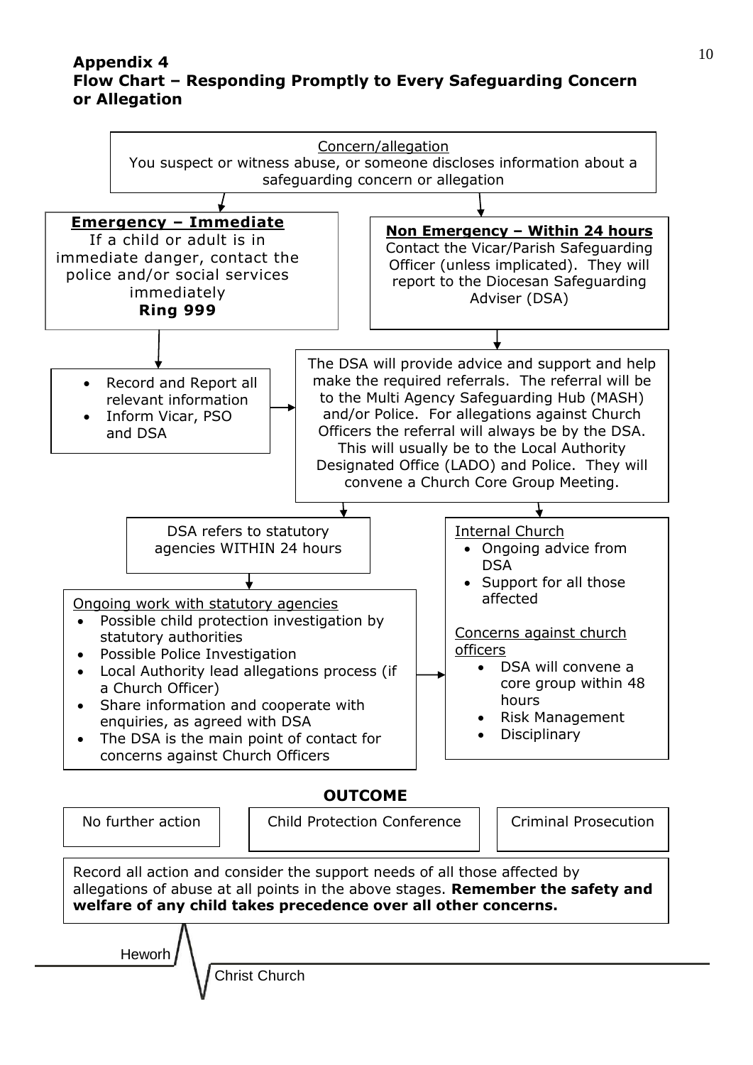## Appendix 4
## Flow Chart – Responding Promptly to Every Safeguarding Concern or Allegation

Concern/allegation
You suspect or witness abuse, or someone discloses information about a safeguarding concern or allegation

**Emergency – Immediate**
If a child or adult is in immediate danger, contact the police and/or social services immediately
**Ring 999**

**Non Emergency – Within 24 hours**
Contact the Vicar/Parish Safeguarding Officer (unless implicated). They will report to the Diocesan Safeguarding Adviser (DSA)

- Record and Report all relevant information
- Inform Vicar, PSO and DSA

The DSA will provide advice and support and help make the required referrals. The referral will be to the Multi Agency Safeguarding Hub (MASH) and/or Police. For allegations against Church Officers the referral will always be by the DSA. This will usually be to the Local Authority Designated Office (LADO) and Police. They will convene a Church Core Group Meeting.

DSA refers to statutory agencies WITHIN 24 hours

Ongoing work with statutory agencies
- Possible child protection investigation by statutory authorities
- Possible Police Investigation
- Local Authority lead allegations process (if a Church Officer)
- Share information and cooperate with enquiries, as agreed with DSA
- The DSA is the main point of contact for concerns against Church Officers

Internal Church
- Ongoing advice from DSA
- Support for all those affected

Concerns against church officers
- DSA will convene a core group within 48 hours
- Risk Management
- Disciplinary

**OUTCOME**

No further action

Child Protection Conference

Criminal Prosecution

Record all action and consider the support needs of all those affected by allegations of abuse at all points in the above stages. **Remember the safety and welfare of any child takes precedence over all other concerns.**